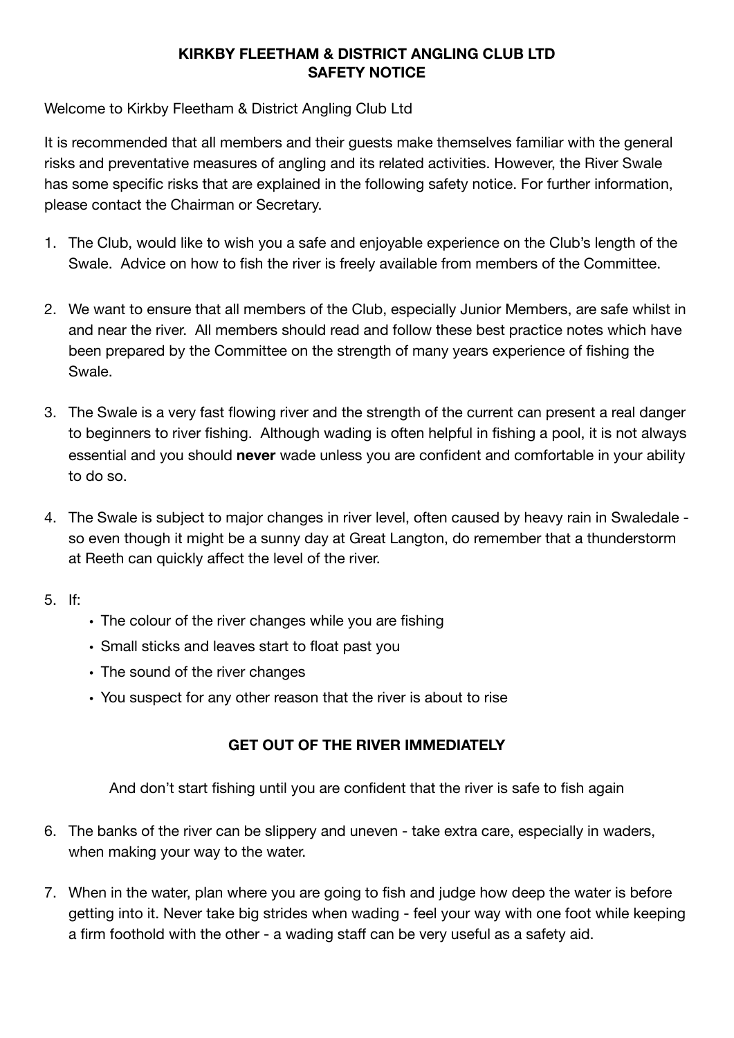# KIRKBY FLEETHAM & DISTRICT ANGLING CLUB LTD
# SAFETY NOTICE

Welcome to Kirkby Fleetham & District Angling Club Ltd

It is recommended that all members and their guests make themselves familiar with the general risks and preventative measures of angling and its related activities. However, the River Swale has some specific risks that are explained in the following safety notice. For further information, please contact the Chairman or Secretary.

1. The Club, would like to wish you a safe and enjoyable experience on the Club's length of the Swale. Advice on how to fish the river is freely available from members of the Committee.

2. We want to ensure that all members of the Club, especially Junior Members, are safe whilst in and near the river. All members should read and follow these best practice notes which have been prepared by the Committee on the strength of many years experience of fishing the Swale.

3. The Swale is a very fast flowing river and the strength of the current can present a real danger to beginners to river fishing. Although wading is often helpful in fishing a pool, it is not always essential and you should **never** wade unless you are confident and comfortable in your ability to do so.

4. The Swale is subject to major changes in river level, often caused by heavy rain in Swaledale - so even though it might be a sunny day at Great Langton, do remember that a thunderstorm at Reeth can quickly affect the level of the river.

5. If:
   - The colour of the river changes while you are fishing
   - Small sticks and leaves start to float past you
   - The sound of the river changes
   - You suspect for any other reason that the river is about to rise

   **GET OUT OF THE RIVER IMMEDIATELY**

   And don't start fishing until you are confident that the river is safe to fish again

6. The banks of the river can be slippery and uneven - take extra care, especially in waders, when making your way to the water.

7. When in the water, plan where you are going to fish and judge how deep the water is before getting into it. Never take big strides when wading - feel your way with one foot while keeping a firm foothold with the other - a wading staff can be very useful as a safety aid.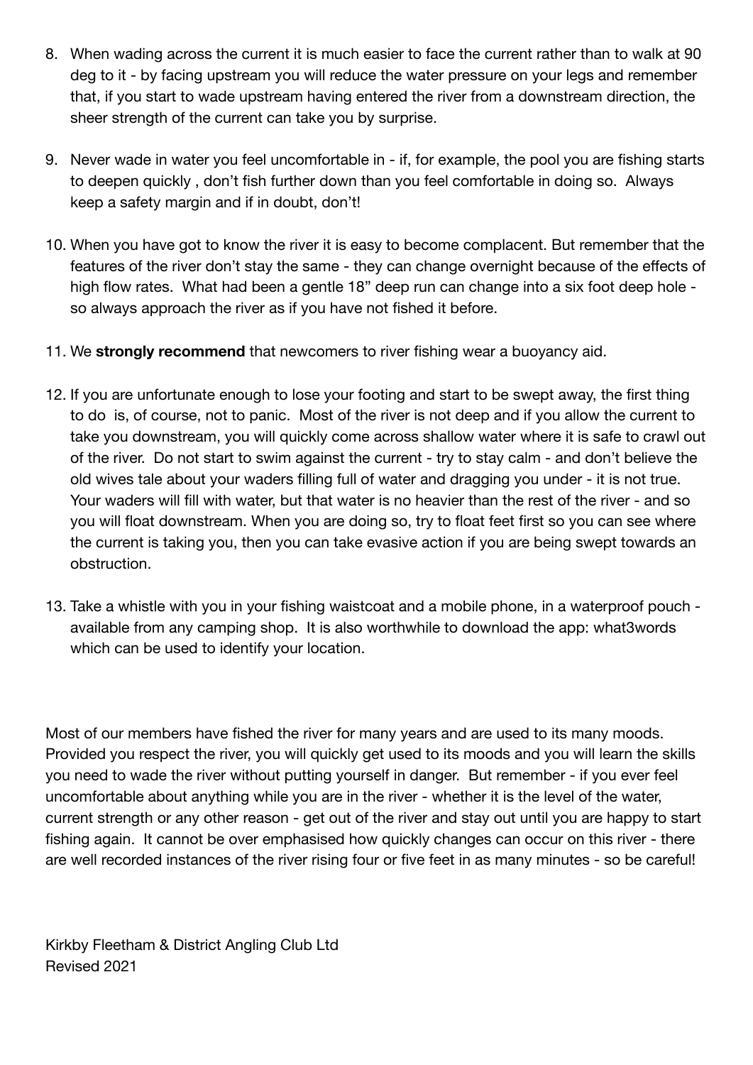8. When wading across the current it is much easier to face the current rather than to walk at 90 deg to it - by facing upstream you will reduce the water pressure on your legs and remember that, if you start to wade upstream having entered the river from a downstream direction, the sheer strength of the current can take you by surprise.

9. Never wade in water you feel uncomfortable in - if, for example, the pool you are fishing starts to deepen quickly , don't fish further down than you feel comfortable in doing so. Always keep a safety margin and if in doubt, don't!

10. When you have got to know the river it is easy to become complacent. But remember that the features of the river don't stay the same - they can change overnight because of the effects of high flow rates. What had been a gentle 18" deep run can change into a six foot deep hole - so always approach the river as if you have not fished it before.

11. We **strongly recommend** that newcomers to river fishing wear a buoyancy aid.

12. If you are unfortunate enough to lose your footing and start to be swept away, the first thing to do is, of course, not to panic. Most of the river is not deep and if you allow the current to take you downstream, you will quickly come across shallow water where it is safe to crawl out of the river. Do not start to swim against the current - try to stay calm - and don't believe the old wives tale about your waders filling full of water and dragging you under - it is not true. Your waders will fill with water, but that water is no heavier than the rest of the river - and so you will float downstream. When you are doing so, try to float feet first so you can see where the current is taking you, then you can take evasive action if you are being swept towards an obstruction.

13. Take a whistle with you in your fishing waistcoat and a mobile phone, in a waterproof pouch - available from any camping shop. It is also worthwhile to download the app: what3words which can be used to identify your location.

Most of our members have fished the river for many years and are used to its many moods. Provided you respect the river, you will quickly get used to its moods and you will learn the skills you need to wade the river without putting yourself in danger. But remember - if you ever feel uncomfortable about anything while you are in the river - whether it is the level of the water, current strength or any other reason - get out of the river and stay out until you are happy to start fishing again. It cannot be over emphasised how quickly changes can occur on this river - there are well recorded instances of the river rising four or five feet in as many minutes - so be careful!

Kirkby Fleetham & District Angling Club Ltd
Revised 2021